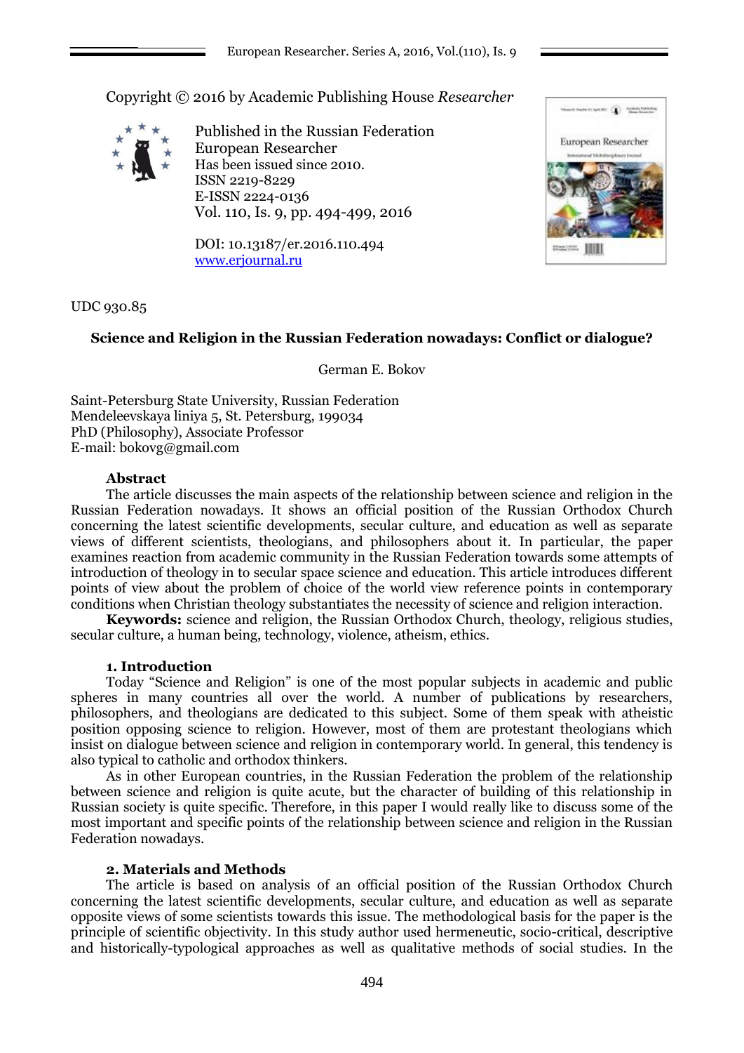Copyright © 2016 by Academic Publishing House *Researcher*

Published in the Russian Federation
European Researcher
Has been issued since 2010.
ISSN 2219-8229
E-ISSN 2224-0136
Vol. 110, Is. 9, pp. 494-499, 2016

DOI: 10.13187/er.2016.110.494
www.erjournal.ru

UDC 930.85

# Science and Religion in the Russian Federation nowadays: Conflict or dialogue?

German E. Bokov

Saint-Petersburg State University, Russian Federation
Mendeleevskaya liniya 5, St. Petersburg, 199034
PhD (Philosophy), Associate Professor
E-mail: bokovg@gmail.com

**Abstract**

The article discusses the main aspects of the relationship between science and religion in the Russian Federation nowadays. It shows an official position of the Russian Orthodox Church concerning the latest scientific developments, secular culture, and education as well as separate views of different scientists, theologians, and philosophers about it. In particular, the paper examines reaction from academic community in the Russian Federation towards some attempts of introduction of theology in to secular space science and education. This article introduces different points of view about the problem of choice of the world view reference points in contemporary conditions when Christian theology substantiates the necessity of science and religion interaction.

**Keywords:** science and religion, the Russian Orthodox Church, theology, religious studies, secular culture, a human being, technology, violence, atheism, ethics.

## 1. Introduction

Today "Science and Religion" is one of the most popular subjects in academic and public spheres in many countries all over the world. A number of publications by researchers, philosophers, and theologians are dedicated to this subject. Some of them speak with atheistic position opposing science to religion. However, most of them are protestant theologians which insist on dialogue between science and religion in contemporary world. In general, this tendency is also typical to catholic and orthodox thinkers.

As in other European countries, in the Russian Federation the problem of the relationship between science and religion is quite acute, but the character of building of this relationship in Russian society is quite specific. Therefore, in this paper I would really like to discuss some of the most important and specific points of the relationship between science and religion in the Russian Federation nowadays.

## 2. Materials and Methods

The article is based on analysis of an official position of the Russian Orthodox Church concerning the latest scientific developments, secular culture, and education as well as separate opposite views of some scientists towards this issue. The methodological basis for the paper is the principle of scientific objectivity. In this study author used hermeneutic, socio-critical, descriptive and historically-typological approaches as well as qualitative methods of social studies. In the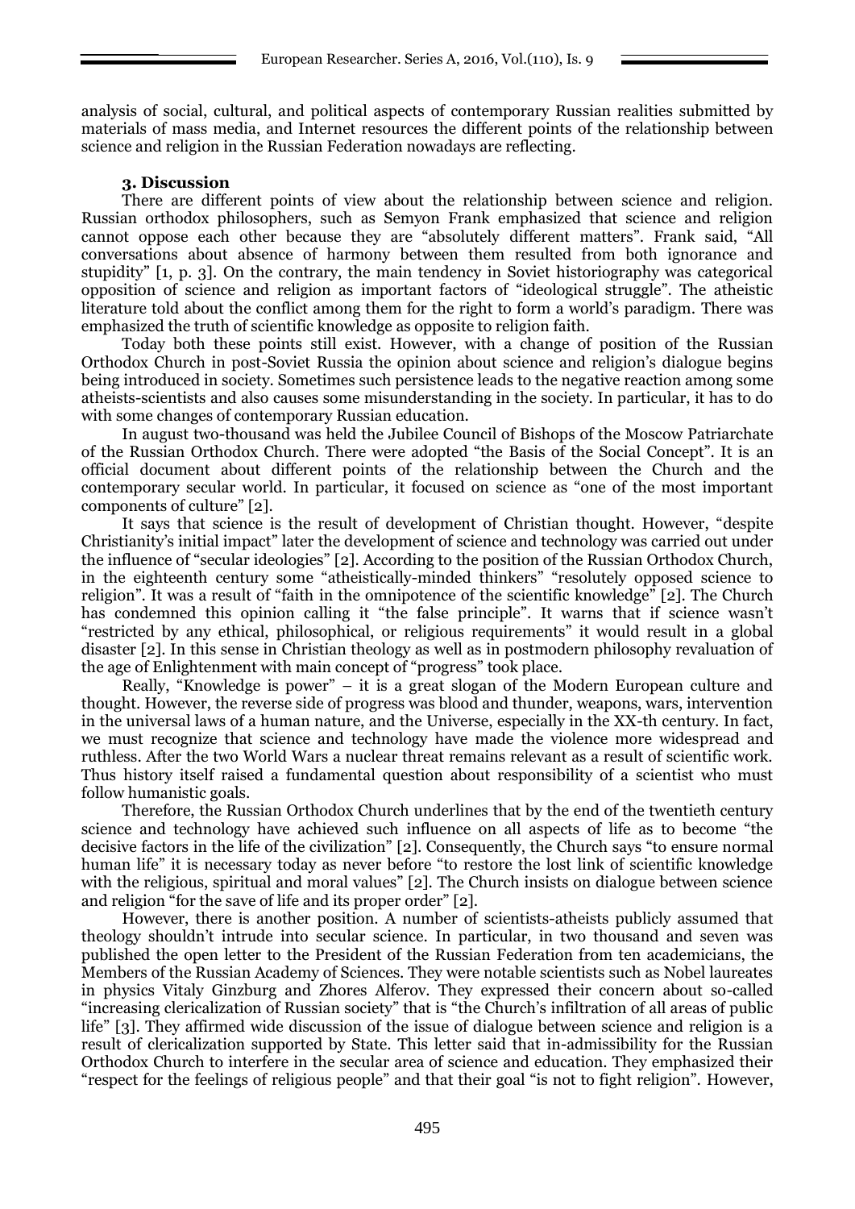analysis of social, cultural, and political aspects of contemporary Russian realities submitted by materials of mass media, and Internet resources the different points of the relationship between science and religion in the Russian Federation nowadays are reflecting.

## 3. Discussion

There are different points of view about the relationship between science and religion. Russian orthodox philosophers, such as Semyon Frank emphasized that science and religion cannot oppose each other because they are "absolutely different matters". Frank said, "All conversations about absence of harmony between them resulted from both ignorance and stupidity" [1, p. 3]. On the contrary, the main tendency in Soviet historiography was categorical opposition of science and religion as important factors of "ideological struggle". The atheistic literature told about the conflict among them for the right to form a world's paradigm. There was emphasized the truth of scientific knowledge as opposite to religion faith.

Today both these points still exist. However, with a change of position of the Russian Orthodox Church in post-Soviet Russia the opinion about science and religion's dialogue begins being introduced in society. Sometimes such persistence leads to the negative reaction among some atheists-scientists and also causes some misunderstanding in the society. In particular, it has to do with some changes of contemporary Russian education.

In august two-thousand was held the Jubilee Council of Bishops of the Moscow Patriarchate of the Russian Orthodox Church. There were adopted "the Basis of the Social Concept". It is an official document about different points of the relationship between the Church and the contemporary secular world. In particular, it focused on science as "one of the most important components of culture" [2].

It says that science is the result of development of Christian thought. However, "despite Christianity's initial impact" later the development of science and technology was carried out under the influence of "secular ideologies" [2]. According to the position of the Russian Orthodox Church, in the eighteenth century some "atheistically-minded thinkers" "resolutely opposed science to religion". It was a result of "faith in the omnipotence of the scientific knowledge" [2]. The Church has condemned this opinion calling it "the false principle". It warns that if science wasn't "restricted by any ethical, philosophical, or religious requirements" it would result in a global disaster [2]. In this sense in Christian theology as well as in postmodern philosophy revaluation of the age of Enlightenment with main concept of "progress" took place.

Really, "Knowledge is power" – it is a great slogan of the Modern European culture and thought. However, the reverse side of progress was blood and thunder, weapons, wars, intervention in the universal laws of a human nature, and the Universe, especially in the XX-th century. In fact, we must recognize that science and technology have made the violence more widespread and ruthless. After the two World Wars a nuclear threat remains relevant as a result of scientific work. Thus history itself raised a fundamental question about responsibility of a scientist who must follow humanistic goals.

Therefore, the Russian Orthodox Church underlines that by the end of the twentieth century science and technology have achieved such influence on all aspects of life as to become "the decisive factors in the life of the civilization" [2]. Consequently, the Church says "to ensure normal human life" it is necessary today as never before "to restore the lost link of scientific knowledge with the religious, spiritual and moral values" [2]. The Church insists on dialogue between science and religion "for the save of life and its proper order" [2].

However, there is another position. A number of scientists-atheists publicly assumed that theology shouldn't intrude into secular science. In particular, in two thousand and seven was published the open letter to the President of the Russian Federation from ten academicians, the Members of the Russian Academy of Sciences. They were notable scientists such as Nobel laureates in physics Vitaly Ginzburg and Zhores Alferov. They expressed their concern about so-called "increasing clericalization of Russian society" that is "the Church's infiltration of all areas of public life" [3]. They affirmed wide discussion of the issue of dialogue between science and religion is a result of clericalization supported by State. This letter said that in-admissibility for the Russian Orthodox Church to interfere in the secular area of science and education. They emphasized their "respect for the feelings of religious people" and that their goal "is not to fight religion". However,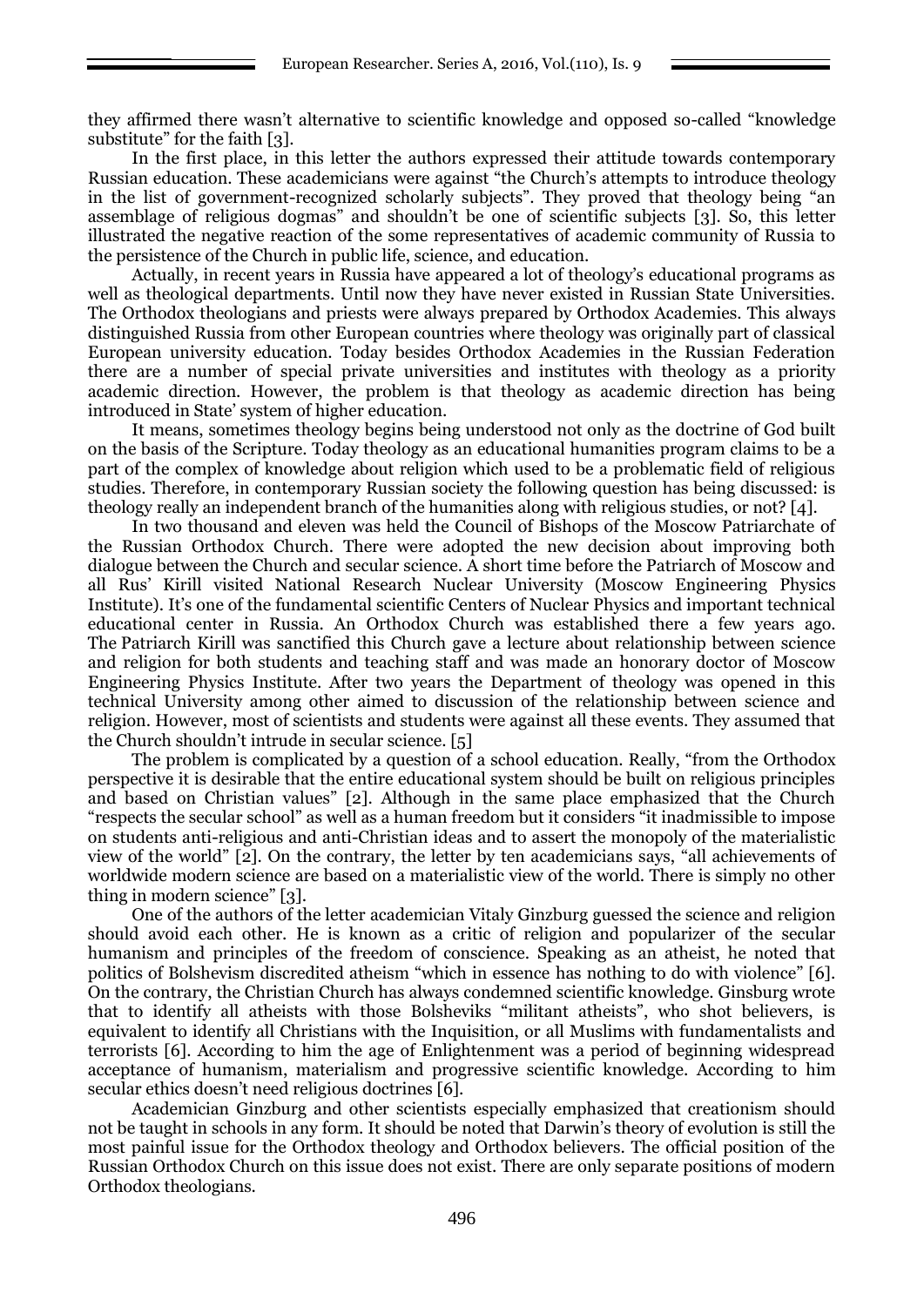they affirmed there wasn't alternative to scientific knowledge and opposed so-called "knowledge substitute" for the faith [3].

In the first place, in this letter the authors expressed their attitude towards contemporary Russian education. These academicians were against "the Church's attempts to introduce theology in the list of government-recognized scholarly subjects". They proved that theology being "an assemblage of religious dogmas" and shouldn't be one of scientific subjects [3]. So, this letter illustrated the negative reaction of the some representatives of academic community of Russia to the persistence of the Church in public life, science, and education.

Actually, in recent years in Russia have appeared a lot of theology's educational programs as well as theological departments. Until now they have never existed in Russian State Universities. The Orthodox theologians and priests were always prepared by Orthodox Academies. This always distinguished Russia from other European countries where theology was originally part of classical European university education. Today besides Orthodox Academies in the Russian Federation there are a number of special private universities and institutes with theology as a priority academic direction. However, the problem is that theology as academic direction has being introduced in State' system of higher education.

It means, sometimes theology begins being understood not only as the doctrine of God built on the basis of the Scripture. Today theology as an educational humanities program claims to be a part of the complex of knowledge about religion which used to be a problematic field of religious studies. Therefore, in contemporary Russian society the following question has being discussed: is theology really an independent branch of the humanities along with religious studies, or not? [4].

In two thousand and eleven was held the Council of Bishops of the Moscow Patriarchate of the Russian Orthodox Church. There were adopted the new decision about improving both dialogue between the Church and secular science. A short time before the Patriarch of Moscow and all Rus' Kirill visited National Research Nuclear University (Moscow Engineering Physics Institute). It's one of the fundamental scientific Centers of Nuclear Physics and important technical educational center in Russia. An Orthodox Church was established there a few years ago. The Patriarch Kirill was sanctified this Church gave a lecture about relationship between science and religion for both students and teaching staff and was made an honorary doctor of Moscow Engineering Physics Institute. After two years the Department of theology was opened in this technical University among other aimed to discussion of the relationship between science and religion. However, most of scientists and students were against all these events. They assumed that the Church shouldn't intrude in secular science. [5]

The problem is complicated by a question of a school education. Really, "from the Orthodox perspective it is desirable that the entire educational system should be built on religious principles and based on Christian values" [2]. Although in the same place emphasized that the Church "respects the secular school" as well as a human freedom but it considers "it inadmissible to impose on students anti-religious and anti-Christian ideas and to assert the monopoly of the materialistic view of the world" [2]. On the contrary, the letter by ten academicians says, "all achievements of worldwide modern science are based on a materialistic view of the world. There is simply no other thing in modern science" [3].

One of the authors of the letter academician Vitaly Ginzburg guessed the science and religion should avoid each other. He is known as a critic of religion and popularizer of the secular humanism and principles of the freedom of conscience. Speaking as an atheist, he noted that politics of Bolshevism discredited atheism "which in essence has nothing to do with violence" [6]. On the contrary, the Christian Church has always condemned scientific knowledge. Ginsburg wrote that to identify all atheists with those Bolsheviks "militant atheists", who shot believers, is equivalent to identify all Christians with the Inquisition, or all Muslims with fundamentalists and terrorists [6]. According to him the age of Enlightenment was a period of beginning widespread acceptance of humanism, materialism and progressive scientific knowledge. According to him secular ethics doesn't need religious doctrines [6].

Academician Ginzburg and other scientists especially emphasized that creationism should not be taught in schools in any form. It should be noted that Darwin's theory of evolution is still the most painful issue for the Orthodox theology and Orthodox believers. The official position of the Russian Orthodox Church on this issue does not exist. There are only separate positions of modern Orthodox theologians.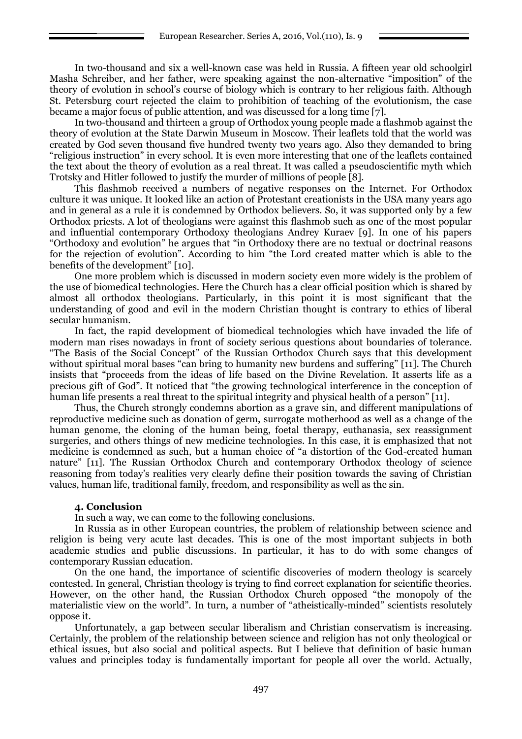In two-thousand and six a well-known case was held in Russia. A fifteen year old schoolgirl Masha Schreiber, and her father, were speaking against the non-alternative "imposition" of the theory of evolution in school's course of biology which is contrary to her religious faith. Although St. Petersburg court rejected the claim to prohibition of teaching of the evolutionism, the case became a major focus of public attention, and was discussed for a long time [7].

In two-thousand and thirteen a group of Orthodox young people made a flashmob against the theory of evolution at the State Darwin Museum in Moscow. Their leaflets told that the world was created by God seven thousand five hundred twenty two years ago. Also they demanded to bring "religious instruction" in every school. It is even more interesting that one of the leaflets contained the text about the theory of evolution as a real threat. It was called a pseudoscientific myth which Trotsky and Hitler followed to justify the murder of millions of people [8].

This flashmob received a numbers of negative responses on the Internet. For Orthodox culture it was unique. It looked like an action of Protestant creationists in the USA many years ago and in general as a rule it is condemned by Orthodox believers. So, it was supported only by a few Orthodox priests. A lot of theologians were against this flashmob such as one of the most popular and influential contemporary Orthodoxy theologians Andrey Kuraev [9]. In one of his papers "Orthodoxy and evolution" he argues that "in Orthodoxy there are no textual or doctrinal reasons for the rejection of evolution". According to him "the Lord created matter which is able to the benefits of the development" [10].

One more problem which is discussed in modern society even more widely is the problem of the use of biomedical technologies. Here the Church has a clear official position which is shared by almost all orthodox theologians. Particularly, in this point it is most significant that the understanding of good and evil in the modern Christian thought is contrary to ethics of liberal secular humanism.

In fact, the rapid development of biomedical technologies which have invaded the life of modern man rises nowadays in front of society serious questions about boundaries of tolerance. "The Basis of the Social Concept" of the Russian Orthodox Church says that this development without spiritual moral bases "can bring to humanity new burdens and suffering" [11]. The Church insists that "proceeds from the ideas of life based on the Divine Revelation. It asserts life as a precious gift of God". It noticed that "the growing technological interference in the conception of human life presents a real threat to the spiritual integrity and physical health of a person" [11].

Thus, the Church strongly condemns abortion as a grave sin, and different manipulations of reproductive medicine such as donation of germ, surrogate motherhood as well as a change of the human genome, the cloning of the human being, foetal therapy, euthanasia, sex reassignment surgeries, and others things of new medicine technologies. In this case, it is emphasized that not medicine is condemned as such, but a human choice of "a distortion of the God-created human nature" [11]. The Russian Orthodox Church and contemporary Orthodox theology of science reasoning from today's realities very clearly define their position towards the saving of Christian values, human life, traditional family, freedom, and responsibility as well as the sin.

## 4. Conclusion

In such a way, we can come to the following conclusions.

In Russia as in other European countries, the problem of relationship between science and religion is being very acute last decades. This is one of the most important subjects in both academic studies and public discussions. In particular, it has to do with some changes of contemporary Russian education.

On the one hand, the importance of scientific discoveries of modern theology is scarcely contested. In general, Christian theology is trying to find correct explanation for scientific theories. However, on the other hand, the Russian Orthodox Church opposed "the monopoly of the materialistic view on the world". In turn, a number of "atheistically-minded" scientists resolutely oppose it.

Unfortunately, a gap between secular liberalism and Christian conservatism is increasing. Certainly, the problem of the relationship between science and religion has not only theological or ethical issues, but also social and political aspects. But I believe that definition of basic human values and principles today is fundamentally important for people all over the world. Actually,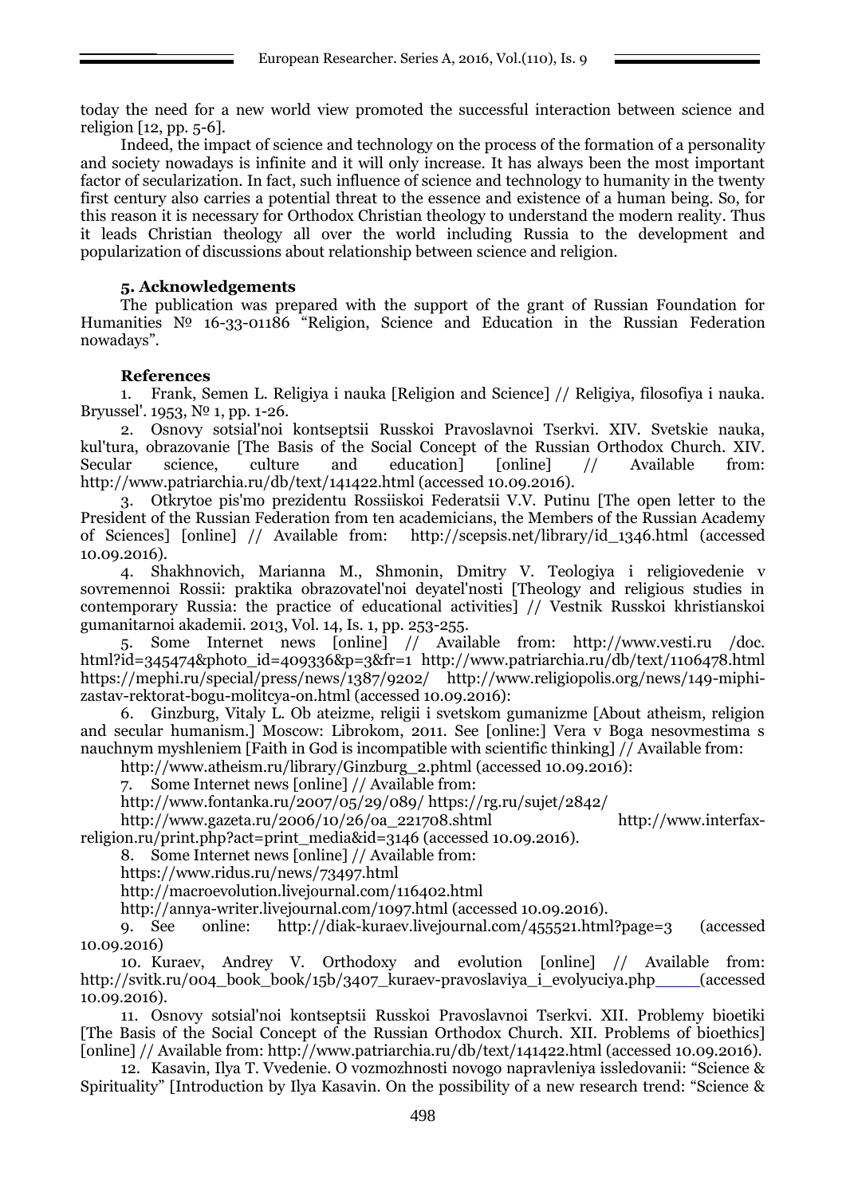today the need for a new world view promoted the successful interaction between science and religion [12, pp. 5-6].

Indeed, the impact of science and technology on the process of the formation of a personality and society nowadays is infinite and it will only increase. It has always been the most important factor of secularization. In fact, such influence of science and technology to humanity in the twenty first century also carries a potential threat to the essence and existence of a human being. So, for this reason it is necessary for Orthodox Christian theology to understand the modern reality. Thus it leads Christian theology all over the world including Russia to the development and popularization of discussions about relationship between science and religion.

### 5. Acknowledgements

The publication was prepared with the support of the grant of Russian Foundation for Humanities № 16-33-01186 "Religion, Science and Education in the Russian Federation nowadays".

### References

1. Frank, Semen L. Religiya i nauka [Religion and Science] // Religiya, filosofiya i nauka. Bryussel'. 1953, № 1, pp. 1-26.

2. Osnovy sotsial'noi kontseptsii Russkoi Pravoslavnoi Tserkvi. XIV. Svetskie nauka, kul'tura, obrazovanie [The Basis of the Social Concept of the Russian Orthodox Church. XIV. Secular science, culture and education] [online] // Available from: http://www.patriarchia.ru/db/text/141422.html (accessed 10.09.2016).

3. Otkrytoe pis'mo prezidentu Rossiiskoi Federatsii V.V. Putinu [The open letter to the President of the Russian Federation from ten academicians, the Members of the Russian Academy of Sciences] [online] // Available from: http://scepsis.net/library/id_1346.html (accessed 10.09.2016).

4. Shakhnovich, Marianna M., Shmonin, Dmitry V. Teologiya i religiovedenie v sovremennoi Rossii: praktika obrazovatel'noi deyatel'nosti [Theology and religious studies in contemporary Russia: the practice of educational activities] // Vestnik Russkoi khristianskoi gumanitarnoi akademii. 2013, Vol. 14, Is. 1, pp. 253-255.

5. Some Internet news [online] // Available from: http://www.vesti.ru /doc. html?id=345474&photo_id=409336&p=3&fr=1 http://www.patriarchia.ru/db/text/1106478.html https://mephi.ru/special/press/news/1387/9202/ http://www.religiopolis.org/news/149-miphi-zastav-rektorat-bogu-molitcya-on.html (accessed 10.09.2016):

6. Ginzburg, Vitaly L. Ob ateizme, religii i svetskom gumanizme [About atheism, religion and secular humanism.] Moscow: Librokom, 2011. See [online:] Vera v Boga nesovmestima s nauchnym myshleniem [Faith in God is incompatible with scientific thinking] // Available from:

http://www.atheism.ru/library/Ginzburg_2.phtml (accessed 10.09.2016):

7. Some Internet news [online] // Available from:

http://www.fontanka.ru/2007/05/29/089/ https://rg.ru/sujet/2842/

http://www.gazeta.ru/2006/10/26/oa_221708.shtml http://www.interfax-religion.ru/print.php?act=print_media&id=3146 (accessed 10.09.2016).

8. Some Internet news [online] // Available from:

https://www.ridus.ru/news/73497.html

http://macroevolution.livejournal.com/116402.html

http://annya-writer.livejournal.com/1097.html (accessed 10.09.2016).

9. See online: http://diak-kuraev.livejournal.com/455521.html?page=3 (accessed 10.09.2016)

10. Kuraev, Andrey V. Orthodoxy and evolution [online] // Available from: http://svitk.ru/004_book_book/15b/3407_kuraev-pravoslaviya_i_evolyuciya.php_____(accessed 10.09.2016).

11. Osnovy sotsial'noi kontseptsii Russkoi Pravoslavnoi Tserkvi. XII. Problemy bioetiki [The Basis of the Social Concept of the Russian Orthodox Church. XII. Problems of bioethics] [online] // Available from: http://www.patriarchia.ru/db/text/141422.html (accessed 10.09.2016).

12. Kasavin, Ilya T. Vvedenie. O vozmozhnosti novogo napravleniya issledovanii: "Science & Spirituality" [Introduction by Ilya Kasavin. On the possibility of a new research trend: "Science &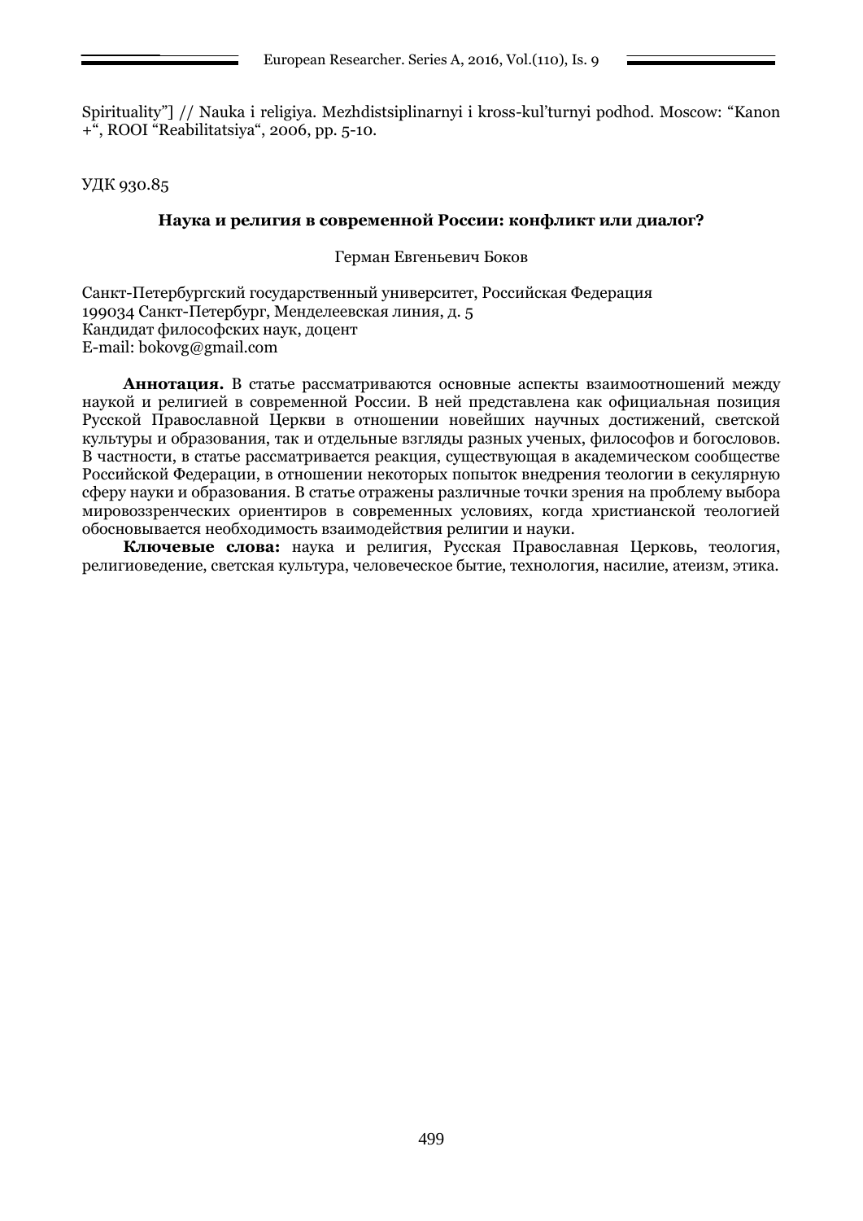Spirituality"] // Nauka i religiya. Mezhdistsiplinarnyi i kross-kul'turnyi podhod. Moscow: "Kanon +", ROOI "Reabilitatsiya", 2006, pp. 5-10.

УДК 930.85

**Наука и религия в современной России: конфликт или диалог?**

Герман Евгеньевич Боков

Санкт-Петербургский государственный университет, Российская Федерация
199034 Санкт-Петербург, Менделеевская линия, д. 5
Кандидат философских наук, доцент
E-mail: bokovg@gmail.com

**Аннотация.** В статье рассматриваются основные аспекты взаимоотношений между наукой и религией в современной России. В ней представлена как официальная позиция Русской Православной Церкви в отношении новейших научных достижений, светской культуры и образования, так и отдельные взгляды разных ученых, философов и богословов. В частности, в статье рассматривается реакция, существующая в академическом сообществе Российской Федерации, в отношении некоторых попыток внедрения теологии в секулярную сферу науки и образования. В статье отражены различные точки зрения на проблему выбора мировоззренческих ориентиров в современных условиях, когда христианской теологией обосновывается необходимость взаимодействия религии и науки.

**Ключевые слова:** наука и религия, Русская Православная Церковь, теология, религиоведение, светская культура, человеческое бытие, технология, насилие, атеизм, этика.